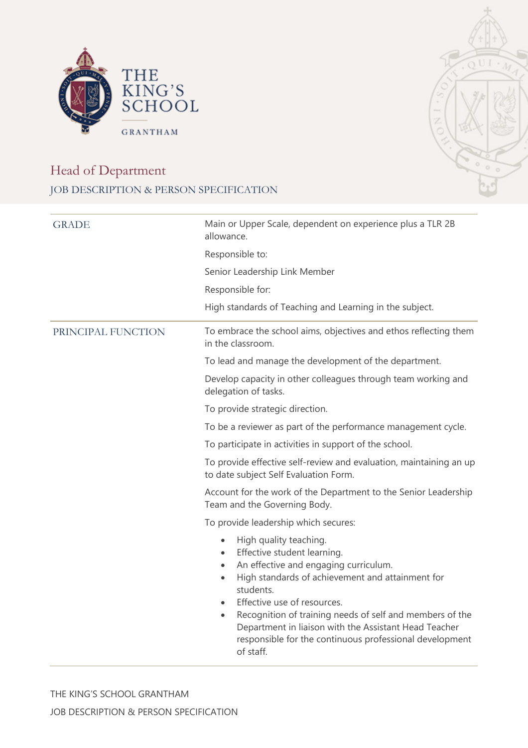THE KING'S SCHOOL

GRANTHAM

# Head of Department

## JOB DESCRIPTION & PERSON SPECIFICATION

| | |
|---|---|
| GRADE | Main or Upper Scale, dependent on experience plus a TLR 2B allowance.<br><br>Responsible to:<br><br>Senior Leadership Link Member<br><br>Responsible for:<br><br>High standards of Teaching and Learning in the subject. |
| PRINCIPAL FUNCTION | To embrace the school aims, objectives and ethos reflecting them in the classroom.<br><br>To lead and manage the development of the department.<br><br>Develop capacity in other colleagues through team working and delegation of tasks.<br><br>To provide strategic direction.<br><br>To be a reviewer as part of the performance management cycle.<br><br>To participate in activities in support of the school.<br><br>To provide effective self-review and evaluation, maintaining an up to date subject Self Evaluation Form.<br><br>Account for the work of the Department to the Senior Leadership Team and the Governing Body.<br><br>To provide leadership which secures:<br><br>• High quality teaching.<br>• Effective student learning.<br>• An effective and engaging curriculum.<br>• High standards of achievement and attainment for students.<br>• Effective use of resources.<br>• Recognition of training needs of self and members of the Department in liaison with the Assistant Head Teacher responsible for the continuous professional development of staff. |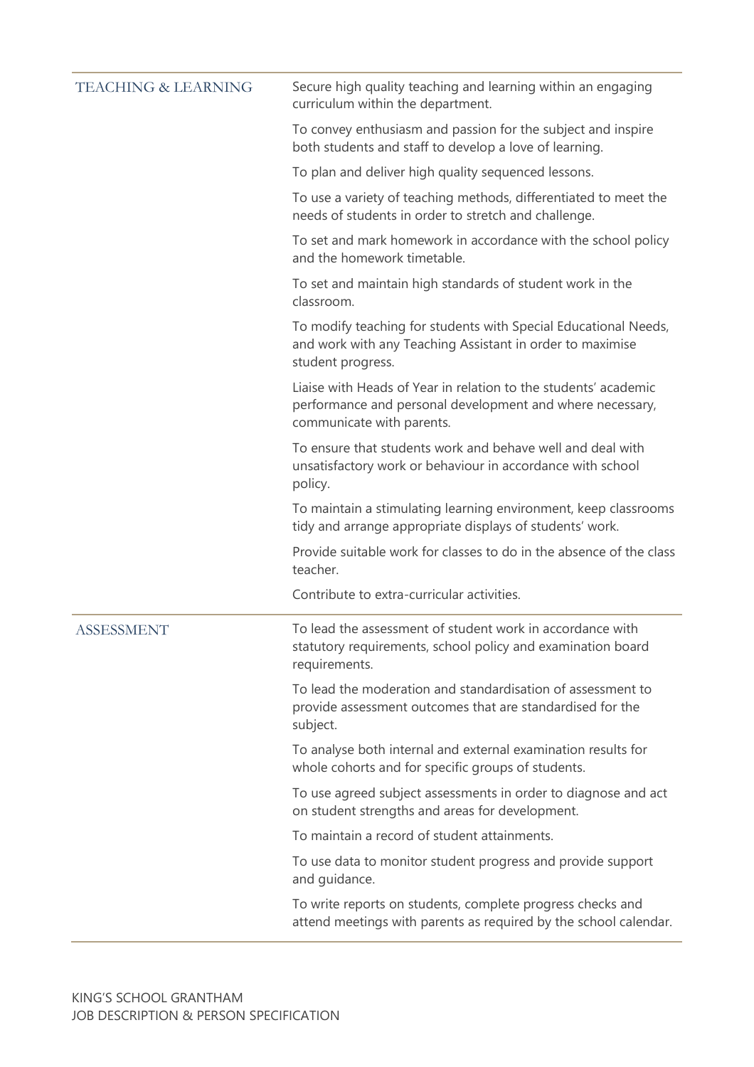| | |
|---|---|
| TEACHING & LEARNING | Secure high quality teaching and learning within an engaging curriculum within the department. |
| | To convey enthusiasm and passion for the subject and inspire both students and staff to develop a love of learning. |
| | To plan and deliver high quality sequenced lessons. |
| | To use a variety of teaching methods, differentiated to meet the needs of students in order to stretch and challenge. |
| | To set and mark homework in accordance with the school policy and the homework timetable. |
| | To set and maintain high standards of student work in the classroom. |
| | To modify teaching for students with Special Educational Needs, and work with any Teaching Assistant in order to maximise student progress. |
| | Liaise with Heads of Year in relation to the students' academic performance and personal development and where necessary, communicate with parents. |
| | To ensure that students work and behave well and deal with unsatisfactory work or behaviour in accordance with school policy. |
| | To maintain a stimulating learning environment, keep classrooms tidy and arrange appropriate displays of students' work. |
| | Provide suitable work for classes to do in the absence of the class teacher. |
| | Contribute to extra-curricular activities. |
| ASSESSMENT | To lead the assessment of student work in accordance with statutory requirements, school policy and examination board requirements. |
| | To lead the moderation and standardisation of assessment to provide assessment outcomes that are standardised for the subject. |
| | To analyse both internal and external examination results for whole cohorts and for specific groups of students. |
| | To use agreed subject assessments in order to diagnose and act on student strengths and areas for development. |
| | To maintain a record of student attainments. |
| | To use data to monitor student progress and provide support and guidance. |
| | To write reports on students, complete progress checks and attend meetings with parents as required by the school calendar. |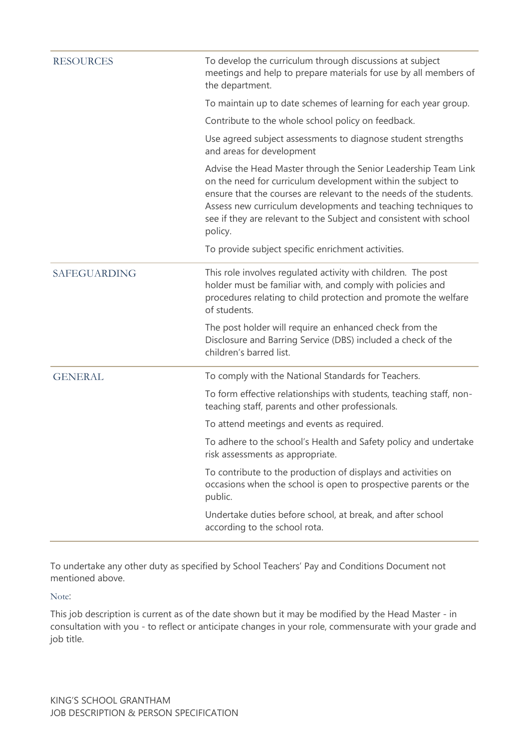| | |
|---|---|
| RESOURCES | To develop the curriculum through discussions at subject meetings and help to prepare materials for use by all members of the department. |
| | To maintain up to date schemes of learning for each year group. |
| | Contribute to the whole school policy on feedback. |
| | Use agreed subject assessments to diagnose student strengths and areas for development |
| | Advise the Head Master through the Senior Leadership Team Link on the need for curriculum development within the subject to ensure that the courses are relevant to the needs of the students. Assess new curriculum developments and teaching techniques to see if they are relevant to the Subject and consistent with school policy. |
| | To provide subject specific enrichment activities. |
| SAFEGUARDING | This role involves regulated activity with children. The post holder must be familiar with, and comply with policies and procedures relating to child protection and promote the welfare of students. |
| | The post holder will require an enhanced check from the Disclosure and Barring Service (DBS) included a check of the children's barred list. |
| GENERAL | To comply with the National Standards for Teachers. |
| | To form effective relationships with students, teaching staff, non-teaching staff, parents and other professionals. |
| | To attend meetings and events as required. |
| | To adhere to the school's Health and Safety policy and undertake risk assessments as appropriate. |
| | To contribute to the production of displays and activities on occasions when the school is open to prospective parents or the public. |
| | Undertake duties before school, at break, and after school according to the school rota. |

To undertake any other duty as specified by School Teachers' Pay and Conditions Document not mentioned above.

Note:

This job description is current as of the date shown but it may be modified by the Head Master - in consultation with you - to reflect or anticipate changes in your role, commensurate with your grade and job title.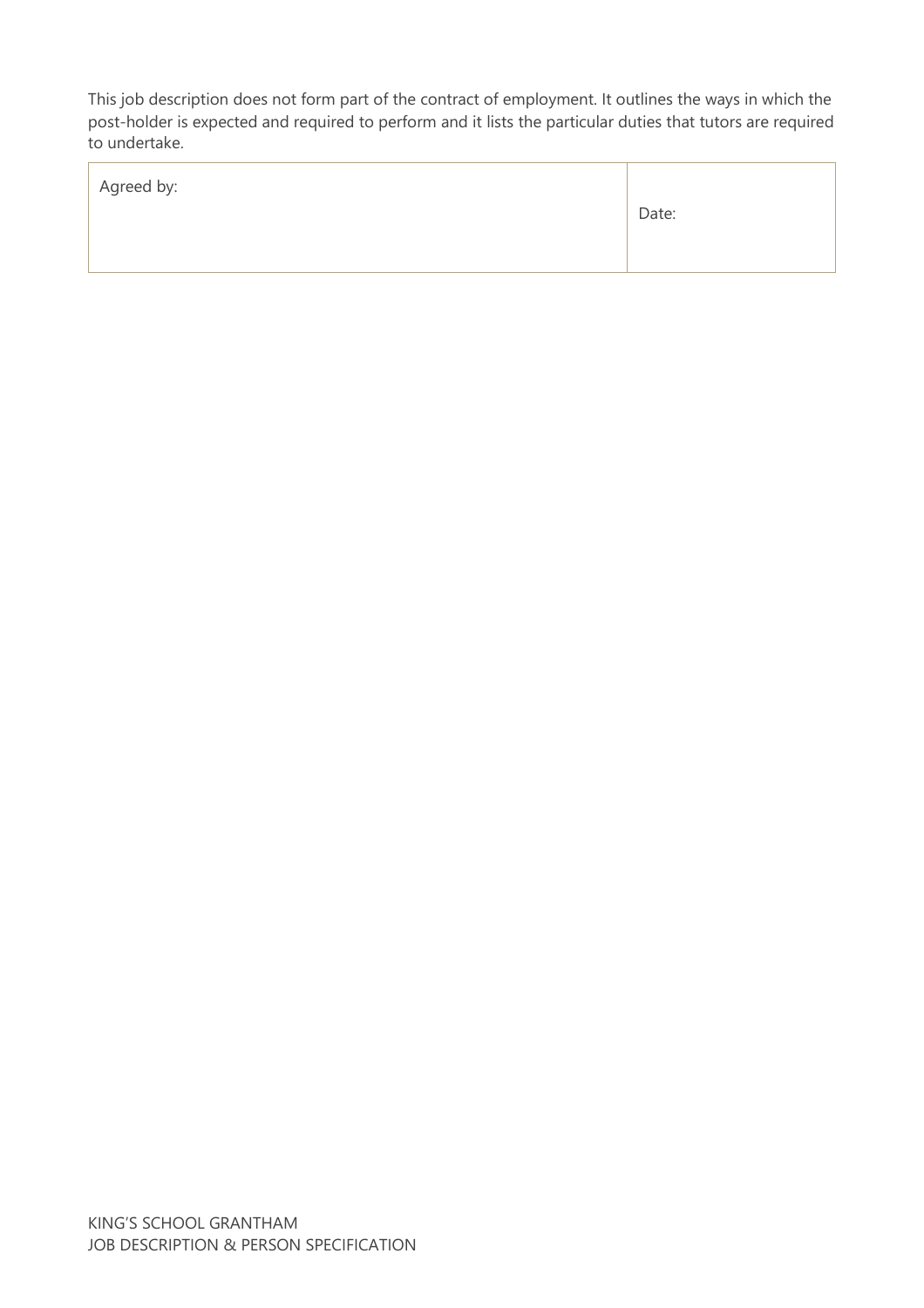This job description does not form part of the contract of employment. It outlines the ways in which the post-holder is expected and required to perform and it lists the particular duties that tutors are required to undertake.

| Agreed by: | Date: |
| --- | --- |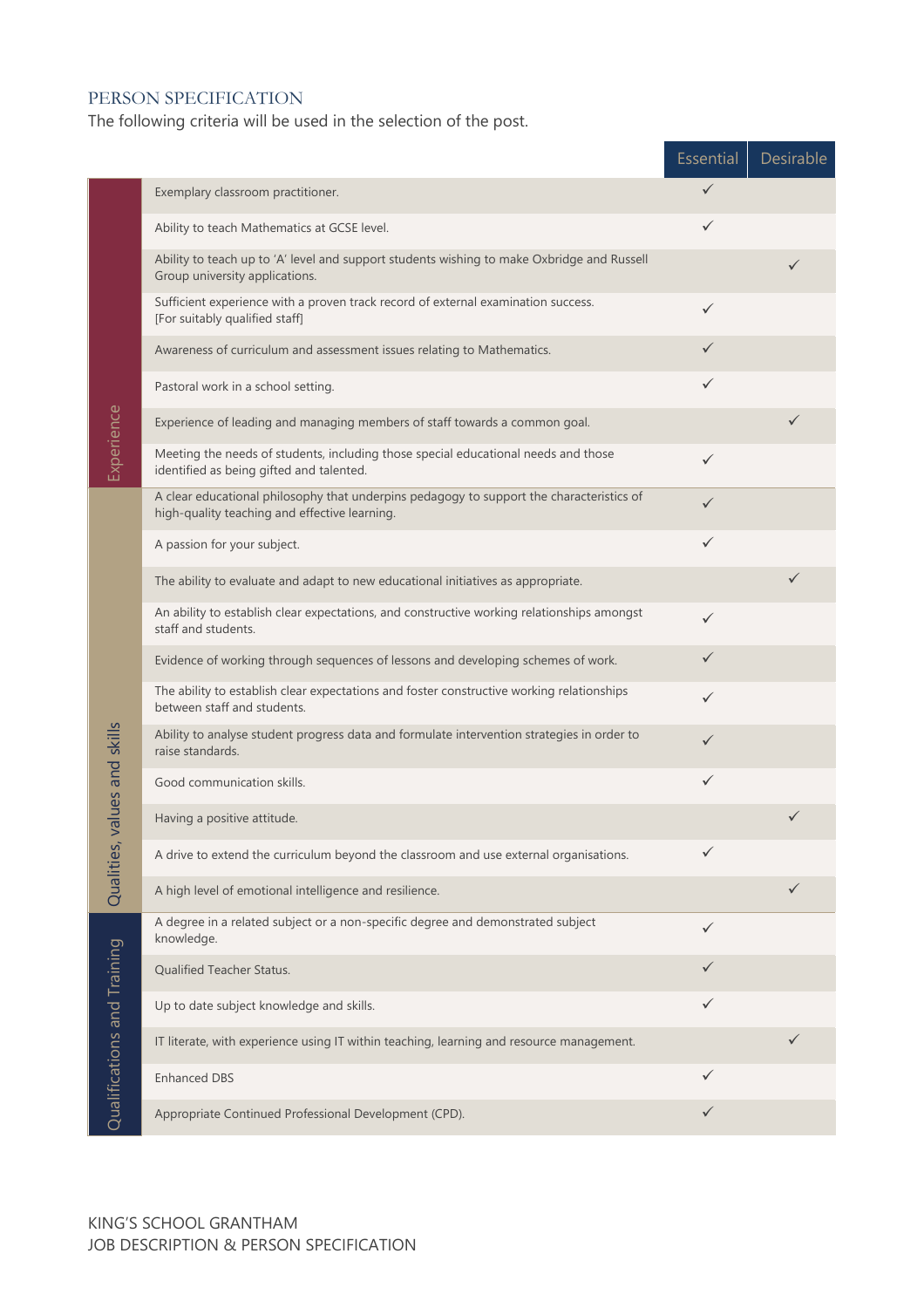## PERSON SPECIFICATION

The following criteria will be used in the selection of the post.

| | | Essential | Desirable |
|---|---|---|---|
| Experience | Exemplary classroom practitioner. | ✓ | |
| | Ability to teach Mathematics at GCSE level. | ✓ | |
| | Ability to teach up to 'A' level and support students wishing to make Oxbridge and Russell Group university applications. | | ✓ |
| | Sufficient experience with a proven track record of external examination success. [For suitably qualified staff] | ✓ | |
| | Awareness of curriculum and assessment issues relating to Mathematics. | ✓ | |
| | Pastoral work in a school setting. | ✓ | |
| | Experience of leading and managing members of staff towards a common goal. | | ✓ |
| | Meeting the needs of students, including those special educational needs and those identified as being gifted and talented. | ✓ | |
| Qualities, values and skills | A clear educational philosophy that underpins pedagogy to support the characteristics of high-quality teaching and effective learning. | ✓ | |
| | A passion for your subject. | ✓ | |
| | The ability to evaluate and adapt to new educational initiatives as appropriate. | | ✓ |
| | An ability to establish clear expectations, and constructive working relationships amongst staff and students. | ✓ | |
| | Evidence of working through sequences of lessons and developing schemes of work. | ✓ | |
| | The ability to establish clear expectations and foster constructive working relationships between staff and students. | ✓ | |
| | Ability to analyse student progress data and formulate intervention strategies in order to raise standards. | ✓ | |
| | Good communication skills. | ✓ | |
| | Having a positive attitude. | | ✓ |
| | A drive to extend the curriculum beyond the classroom and use external organisations. | ✓ | |
| | A high level of emotional intelligence and resilience. | | ✓ |
| Qualifications and Training | A degree in a related subject or a non-specific degree and demonstrated subject knowledge. | ✓ | |
| | Qualified Teacher Status. | ✓ | |
| | Up to date subject knowledge and skills. | ✓ | |
| | IT literate, with experience using IT within teaching, learning and resource management. | | ✓ |
| | Enhanced DBS | ✓ | |
| | Appropriate Continued Professional Development (CPD). | ✓ | |